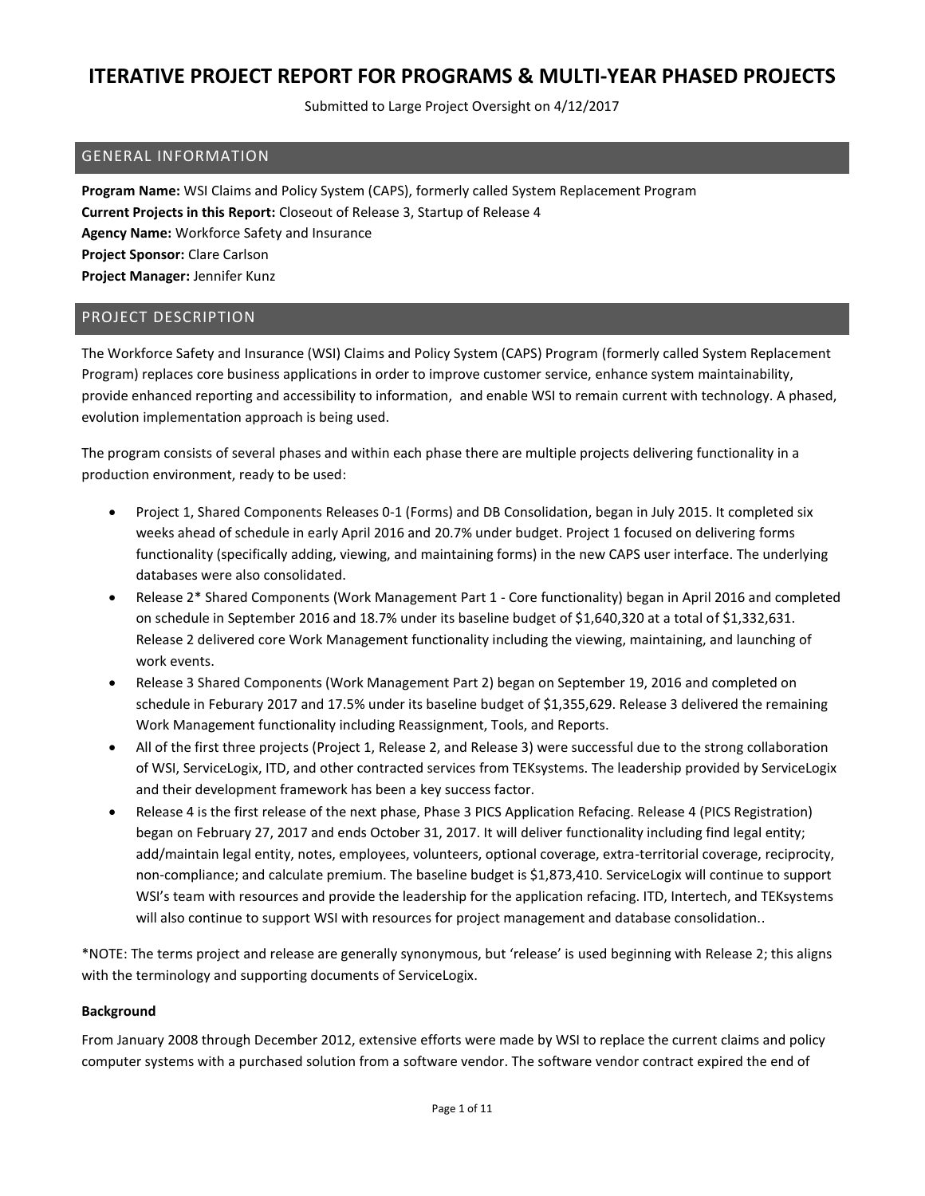# ITERATIVE PROJECT REPORT FOR PROGRAMS & MULTI-YEAR PHASED PROJECTS

Submitted to Large Project Oversight on 4/12/2017

## GENERAL INFORMATION

**Program Name:** WSI Claims and Policy System (CAPS), formerly called System Replacement Program
**Current Projects in this Report:** Closeout of Release 3, Startup of Release 4
**Agency Name:** Workforce Safety and Insurance
**Project Sponsor:** Clare Carlson
**Project Manager:** Jennifer Kunz

## PROJECT DESCRIPTION

The Workforce Safety and Insurance (WSI) Claims and Policy System (CAPS) Program (formerly called System Replacement Program) replaces core business applications in order to improve customer service, enhance system maintainability, provide enhanced reporting and accessibility to information, and enable WSI to remain current with technology. A phased, evolution implementation approach is being used.

The program consists of several phases and within each phase there are multiple projects delivering functionality in a production environment, ready to be used:

- Project 1, Shared Components Releases 0-1 (Forms) and DB Consolidation, began in July 2015. It completed six weeks ahead of schedule in early April 2016 and 20.7% under budget. Project 1 focused on delivering forms functionality (specifically adding, viewing, and maintaining forms) in the new CAPS user interface. The underlying databases were also consolidated.
- Release 2* Shared Components (Work Management Part 1 - Core functionality) began in April 2016 and completed on schedule in September 2016 and 18.7% under its baseline budget of $1,640,320 at a total of $1,332,631. Release 2 delivered core Work Management functionality including the viewing, maintaining, and launching of work events.
- Release 3 Shared Components (Work Management Part 2) began on September 19, 2016 and completed on schedule in Feburary 2017 and 17.5% under its baseline budget of $1,355,629. Release 3 delivered the remaining Work Management functionality including Reassignment, Tools, and Reports.
- All of the first three projects (Project 1, Release 2, and Release 3) were successful due to the strong collaboration of WSI, ServiceLogix, ITD, and other contracted services from TEKsystems. The leadership provided by ServiceLogix and their development framework has been a key success factor.
- Release 4 is the first release of the next phase, Phase 3 PICS Application Refacing. Release 4 (PICS Registration) began on February 27, 2017 and ends October 31, 2017. It will deliver functionality including find legal entity; add/maintain legal entity, notes, employees, volunteers, optional coverage, extra-territorial coverage, reciprocity, non-compliance; and calculate premium. The baseline budget is $1,873,410. ServiceLogix will continue to support WSI's team with resources and provide the leadership for the application refacing. ITD, Intertech, and TEKsystems will also continue to support WSI with resources for project management and database consolidation..

*NOTE: The terms project and release are generally synonymous, but 'release' is used beginning with Release 2; this aligns with the terminology and supporting documents of ServiceLogix.

**Background**

From January 2008 through December 2012, extensive efforts were made by WSI to replace the current claims and policy computer systems with a purchased solution from a software vendor. The software vendor contract expired the end of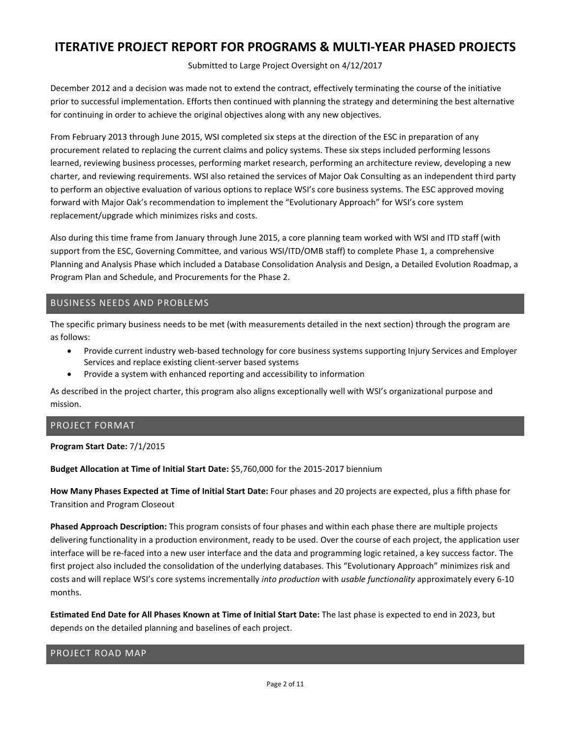December 2012 and a decision was made not to extend the contract, effectively terminating the course of the initiative prior to successful implementation. Efforts then continued with planning the strategy and determining the best alternative for continuing in order to achieve the original objectives along with any new objectives.

From February 2013 through June 2015, WSI completed six steps at the direction of the ESC in preparation of any procurement related to replacing the current claims and policy systems. These six steps included performing lessons learned, reviewing business processes, performing market research, performing an architecture review, developing a new charter, and reviewing requirements. WSI also retained the services of Major Oak Consulting as an independent third party to perform an objective evaluation of various options to replace WSI's core business systems. The ESC approved moving forward with Major Oak's recommendation to implement the "Evolutionary Approach" for WSI's core system replacement/upgrade which minimizes risks and costs.

Also during this time frame from January through June 2015, a core planning team worked with WSI and ITD staff (with support from the ESC, Governing Committee, and various WSI/ITD/OMB staff) to complete Phase 1, a comprehensive Planning and Analysis Phase which included a Database Consolidation Analysis and Design, a Detailed Evolution Roadmap, a Program Plan and Schedule, and Procurements for the Phase 2.

## BUSINESS NEEDS AND PROBLEMS

The specific primary business needs to be met (with measurements detailed in the next section) through the program are as follows:

- Provide current industry web-based technology for core business systems supporting Injury Services and Employer Services and replace existing client-server based systems
- Provide a system with enhanced reporting and accessibility to information

As described in the project charter, this program also aligns exceptionally well with WSI's organizational purpose and mission.

## PROJECT FORMAT

**Program Start Date:** 7/1/2015

**Budget Allocation at Time of Initial Start Date:** $5,760,000 for the 2015-2017 biennium

**How Many Phases Expected at Time of Initial Start Date:** Four phases and 20 projects are expected, plus a fifth phase for Transition and Program Closeout

**Phased Approach Description:** This program consists of four phases and within each phase there are multiple projects delivering functionality in a production environment, ready to be used. Over the course of each project, the application user interface will be re-faced into a new user interface and the data and programming logic retained, a key success factor. The first project also included the consolidation of the underlying databases. This "Evolutionary Approach" minimizes risk and costs and will replace WSI's core systems incrementally *into production* with *usable functionality* approximately every 6-10 months.

**Estimated End Date for All Phases Known at Time of Initial Start Date:** The last phase is expected to end in 2023, but depends on the detailed planning and baselines of each project.

## PROJECT ROAD MAP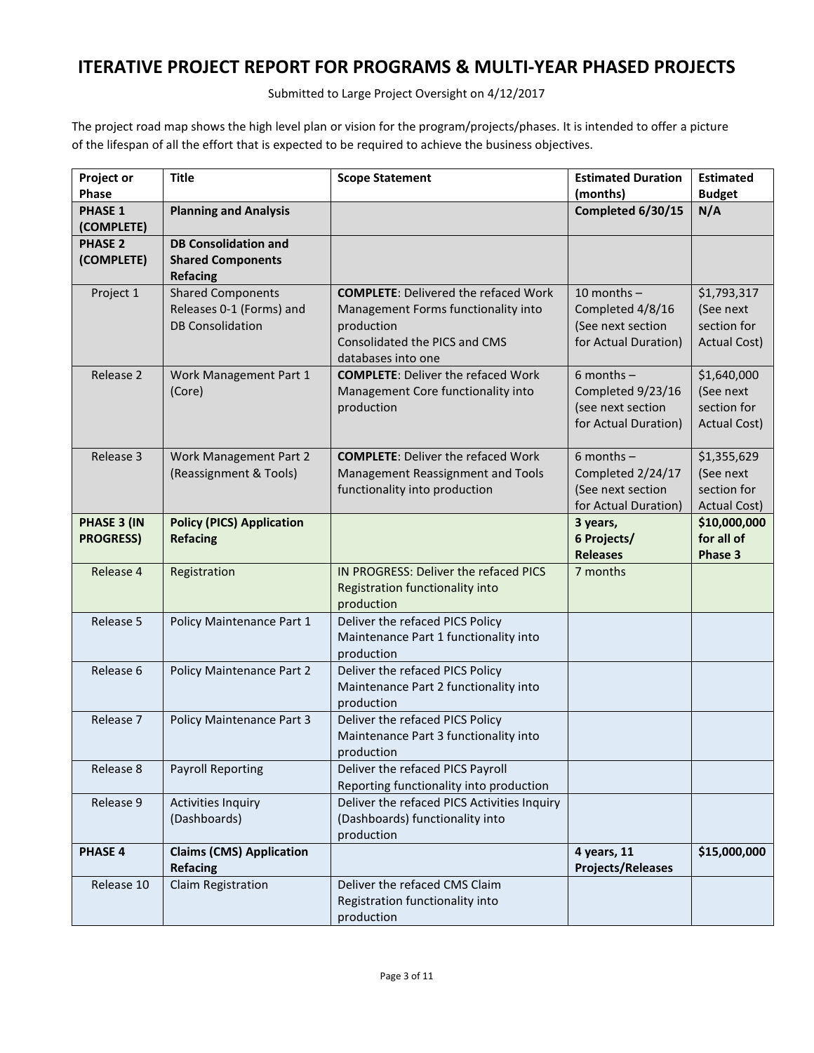# ITERATIVE PROJECT REPORT FOR PROGRAMS & MULTI-YEAR PHASED PROJECTS

Submitted to Large Project Oversight on 4/12/2017

The project road map shows the high level plan or vision for the program/projects/phases. It is intended to offer a picture of the lifespan of all the effort that is expected to be required to achieve the business objectives.

| Project or Phase | Title | Scope Statement | Estimated Duration (months) | Estimated Budget |
|---|---|---|---|---|
| **PHASE 1 (COMPLETE)** | **Planning and Analysis** | | **Completed 6/30/15** | **N/A** |
| **PHASE 2 (COMPLETE)** | **DB Consolidation and Shared Components Refacing** | | | |
| Project 1 | Shared Components Releases 0-1 (Forms) and DB Consolidation | **COMPLETE**: Delivered the refaced Work Management Forms functionality into production<br>Consolidated the PICS and CMS databases into one | 10 months – Completed 4/8/16 (See next section for Actual Duration) | $1,793,317 (See next section for Actual Cost) |
| Release 2 | Work Management Part 1 (Core) | **COMPLETE**: Deliver the refaced Work Management Core functionality into production | 6 months – Completed 9/23/16 (see next section for Actual Duration) | $1,640,000 (See next section for Actual Cost) |
| Release 3 | Work Management Part 2 (Reassignment & Tools) | **COMPLETE**: Deliver the refaced Work Management Reassignment and Tools functionality into production | 6 months – Completed 2/24/17 (See next section for Actual Duration) | $1,355,629 (See next section for Actual Cost) |
| **PHASE 3 (IN PROGRESS)** | **Policy (PICS) Application Refacing** | | **3 years, 6 Projects/ Releases** | **$10,000,000 for all of Phase 3** |
| Release 4 | Registration | IN PROGRESS: Deliver the refaced PICS Registration functionality into production | 7 months | |
| Release 5 | Policy Maintenance Part 1 | Deliver the refaced PICS Policy Maintenance Part 1 functionality into production | | |
| Release 6 | Policy Maintenance Part 2 | Deliver the refaced PICS Policy Maintenance Part 2 functionality into production | | |
| Release 7 | Policy Maintenance Part 3 | Deliver the refaced PICS Policy Maintenance Part 3 functionality into production | | |
| Release 8 | Payroll Reporting | Deliver the refaced PICS Payroll Reporting functionality into production | | |
| Release 9 | Activities Inquiry (Dashboards) | Deliver the refaced PICS Activities Inquiry (Dashboards) functionality into production | | |
| **PHASE 4** | **Claims (CMS) Application Refacing** | | **4 years, 11 Projects/Releases** | **$15,000,000** |
| Release 10 | Claim Registration | Deliver the refaced CMS Claim Registration functionality into production | | |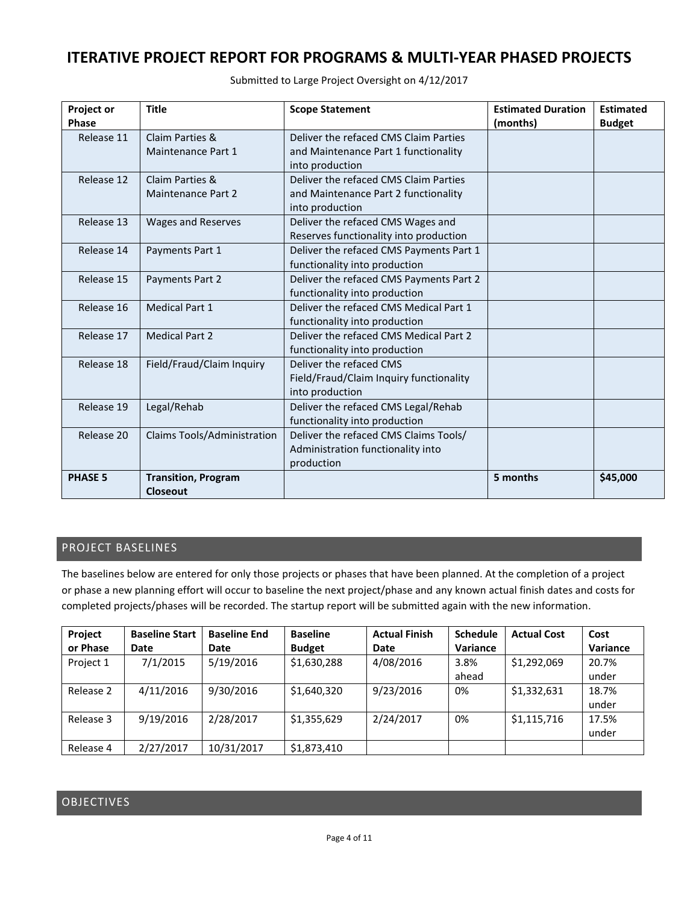# ITERATIVE PROJECT REPORT FOR PROGRAMS & MULTI-YEAR PHASED PROJECTS

Submitted to Large Project Oversight on 4/12/2017

| Project or Phase | Title | Scope Statement | Estimated Duration (months) | Estimated Budget |
|---|---|---|---|---|
| Release 11 | Claim Parties & Maintenance Part 1 | Deliver the refaced CMS Claim Parties and Maintenance Part 1 functionality into production | | |
| Release 12 | Claim Parties & Maintenance Part 2 | Deliver the refaced CMS Claim Parties and Maintenance Part 2 functionality into production | | |
| Release 13 | Wages and Reserves | Deliver the refaced CMS Wages and Reserves functionality into production | | |
| Release 14 | Payments Part 1 | Deliver the refaced CMS Payments Part 1 functionality into production | | |
| Release 15 | Payments Part 2 | Deliver the refaced CMS Payments Part 2 functionality into production | | |
| Release 16 | Medical Part 1 | Deliver the refaced CMS Medical Part 1 functionality into production | | |
| Release 17 | Medical Part 2 | Deliver the refaced CMS Medical Part 2 functionality into production | | |
| Release 18 | Field/Fraud/Claim Inquiry | Deliver the refaced CMS Field/Fraud/Claim Inquiry functionality into production | | |
| Release 19 | Legal/Rehab | Deliver the refaced CMS Legal/Rehab functionality into production | | |
| Release 20 | Claims Tools/Administration | Deliver the refaced CMS Claims Tools/ Administration functionality into production | | |
| **PHASE 5** | **Transition, Program Closeout** | | **5 months** | **$45,000** |

## PROJECT BASELINES

The baselines below are entered for only those projects or phases that have been planned. At the completion of a project or phase a new planning effort will occur to baseline the next project/phase and any known actual finish dates and costs for completed projects/phases will be recorded. The startup report will be submitted again with the new information.

| Project or Phase | Baseline Start Date | Baseline End Date | Baseline Budget | Actual Finish Date | Schedule Variance | Actual Cost | Cost Variance |
|---|---|---|---|---|---|---|---|
| Project 1 | 7/1/2015 | 5/19/2016 | $1,630,288 | 4/08/2016 | 3.8% ahead | $1,292,069 | 20.7% under |
| Release 2 | 4/11/2016 | 9/30/2016 | $1,640,320 | 9/23/2016 | 0% | $1,332,631 | 18.7% under |
| Release 3 | 9/19/2016 | 2/28/2017 | $1,355,629 | 2/24/2017 | 0% | $1,115,716 | 17.5% under |
| Release 4 | 2/27/2017 | 10/31/2017 | $1,873,410 | | | | |

## OBJECTIVES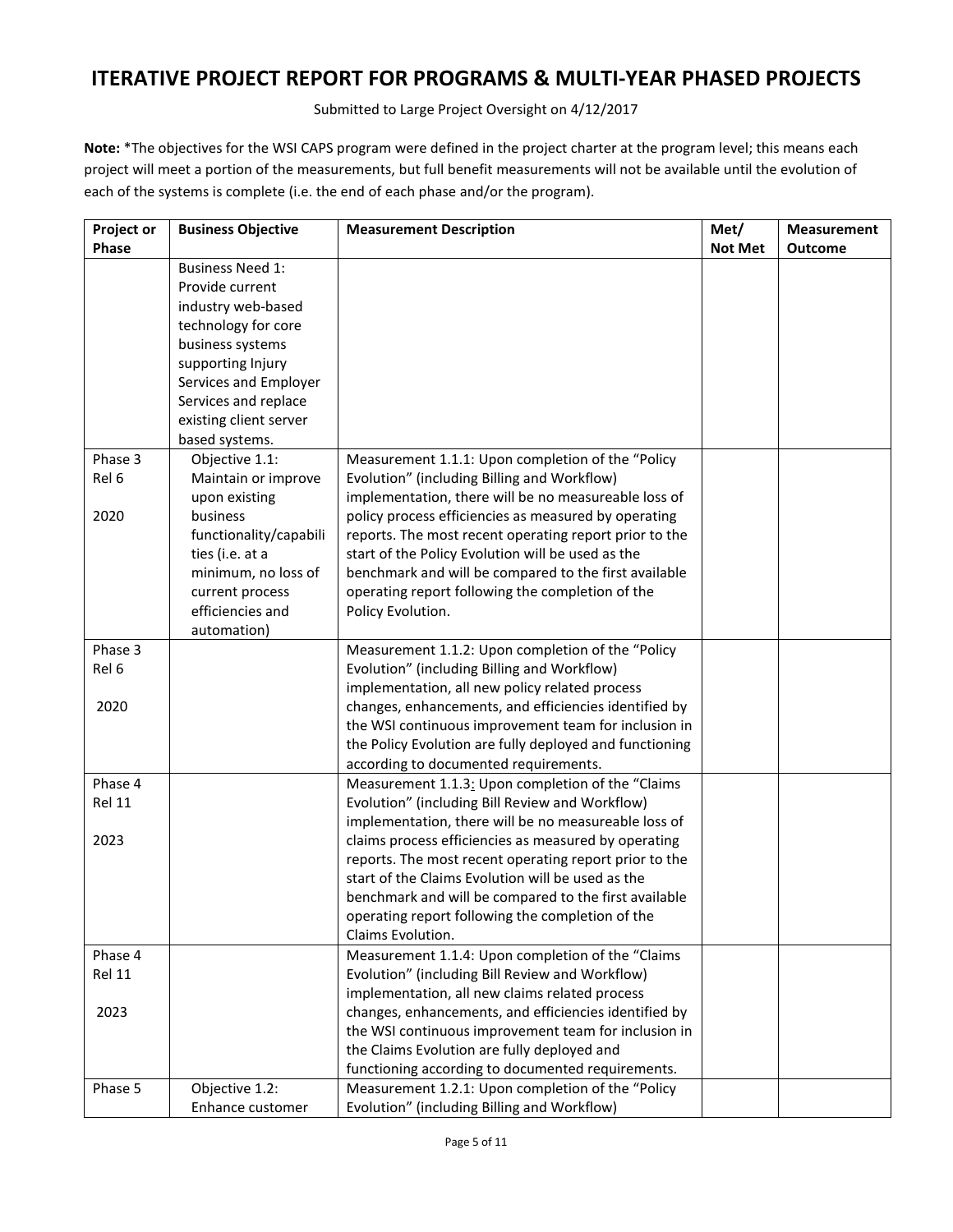# ITERATIVE PROJECT REPORT FOR PROGRAMS & MULTI-YEAR PHASED PROJECTS

Submitted to Large Project Oversight on 4/12/2017

**Note:** *The objectives for the WSI CAPS program were defined in the project charter at the program level; this means each project will meet a portion of the measurements, but full benefit measurements will not be available until the evolution of each of the systems is complete (i.e. the end of each phase and/or the program).

| Project or Phase | Business Objective | Measurement Description | Met/ Not Met | Measurement Outcome |
|---|---|---|---|---|
| | Business Need 1: Provide current industry web-based technology for core business systems supporting Injury Services and Employer Services and replace existing client server based systems. | | | |
| Phase 3 Rel 6 2020 | Objective 1.1: Maintain or improve upon existing business functionality/capabilities (i.e. at a minimum, no loss of current process efficiencies and automation) | Measurement 1.1.1: Upon completion of the "Policy Evolution" (including Billing and Workflow) implementation, there will be no measureable loss of policy process efficiencies as measured by operating reports. The most recent operating report prior to the start of the Policy Evolution will be used as the benchmark and will be compared to the first available operating report following the completion of the Policy Evolution. | | |
| Phase 3 Rel 6 2020 | | Measurement 1.1.2: Upon completion of the "Policy Evolution" (including Billing and Workflow) implementation, all new policy related process changes, enhancements, and efficiencies identified by the WSI continuous improvement team for inclusion in the Policy Evolution are fully deployed and functioning according to documented requirements. | | |
| Phase 4 Rel 11 2023 | | Measurement 1.1.3: Upon completion of the "Claims Evolution" (including Bill Review and Workflow) implementation, there will be no measureable loss of claims process efficiencies as measured by operating reports. The most recent operating report prior to the start of the Claims Evolution will be used as the benchmark and will be compared to the first available operating report following the completion of the Claims Evolution. | | |
| Phase 4 Rel 11 2023 | | Measurement 1.1.4: Upon completion of the "Claims Evolution" (including Bill Review and Workflow) implementation, all new claims related process changes, enhancements, and efficiencies identified by the WSI continuous improvement team for inclusion in the Claims Evolution are fully deployed and functioning according to documented requirements. | | |
| Phase 5 | Objective 1.2: Enhance customer | Measurement 1.2.1: Upon completion of the "Policy Evolution" (including Billing and Workflow) | | |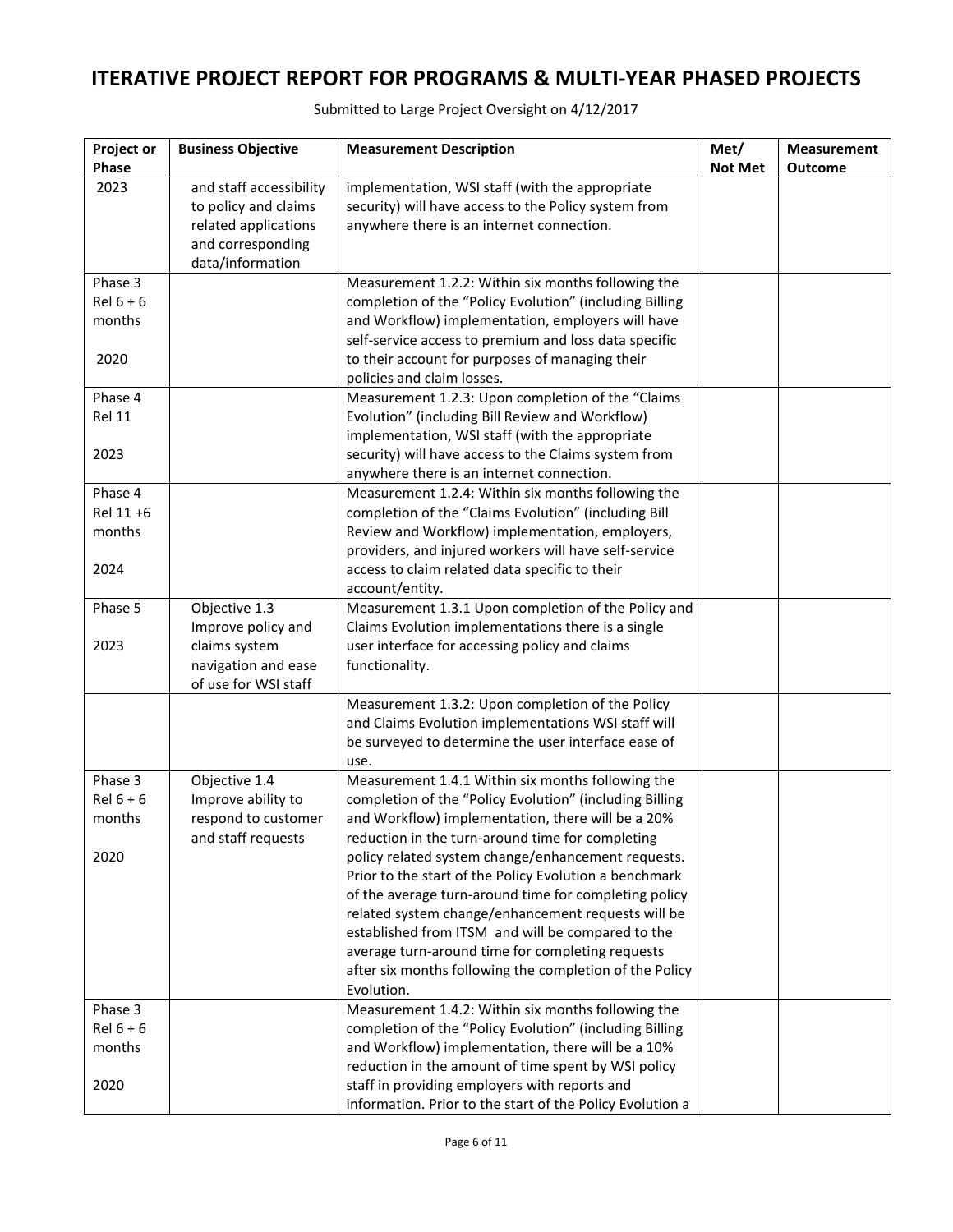# ITERATIVE PROJECT REPORT FOR PROGRAMS & MULTI-YEAR PHASED PROJECTS

Submitted to Large Project Oversight on 4/12/2017

| Project or Phase | Business Objective | Measurement Description | Met/ Not Met | Measurement Outcome |
|---|---|---|---|---|
| 2023 | and staff accessibility to policy and claims related applications and corresponding data/information | implementation, WSI staff (with the appropriate security) will have access to the Policy system from anywhere there is an internet connection. | | |
| Phase 3 Rel 6 + 6 months 2020 | | Measurement 1.2.2: Within six months following the completion of the "Policy Evolution" (including Billing and Workflow) implementation, employers will have self-service access to premium and loss data specific to their account for purposes of managing their policies and claim losses. | | |
| Phase 4 Rel 11 2023 | | Measurement 1.2.3: Upon completion of the "Claims Evolution" (including Bill Review and Workflow) implementation, WSI staff (with the appropriate security) will have access to the Claims system from anywhere there is an internet connection. | | |
| Phase 4 Rel 11 +6 months 2024 | | Measurement 1.2.4: Within six months following the completion of the "Claims Evolution" (including Bill Review and Workflow) implementation, employers, providers, and injured workers will have self-service access to claim related data specific to their account/entity. | | |
| Phase 5 2023 | Objective 1.3 Improve policy and claims system navigation and ease of use for WSI staff | Measurement 1.3.1 Upon completion of the Policy and Claims Evolution implementations there is a single user interface for accessing policy and claims functionality. | | |
| | | Measurement 1.3.2: Upon completion of the Policy and Claims Evolution implementations WSI staff will be surveyed to determine the user interface ease of use. | | |
| Phase 3 Rel 6 + 6 months 2020 | Objective 1.4 Improve ability to respond to customer and staff requests | Measurement 1.4.1 Within six months following the completion of the "Policy Evolution" (including Billing and Workflow) implementation, there will be a 20% reduction in the turn-around time for completing policy related system change/enhancement requests. Prior to the start of the Policy Evolution a benchmark of the average turn-around time for completing policy related system change/enhancement requests will be established from ITSM and will be compared to the average turn-around time for completing requests after six months following the completion of the Policy Evolution. | | |
| Phase 3 Rel 6 + 6 months 2020 | | Measurement 1.4.2: Within six months following the completion of the "Policy Evolution" (including Billing and Workflow) implementation, there will be a 10% reduction in the amount of time spent by WSI policy staff in providing employers with reports and information. Prior to the start of the Policy Evolution a | | |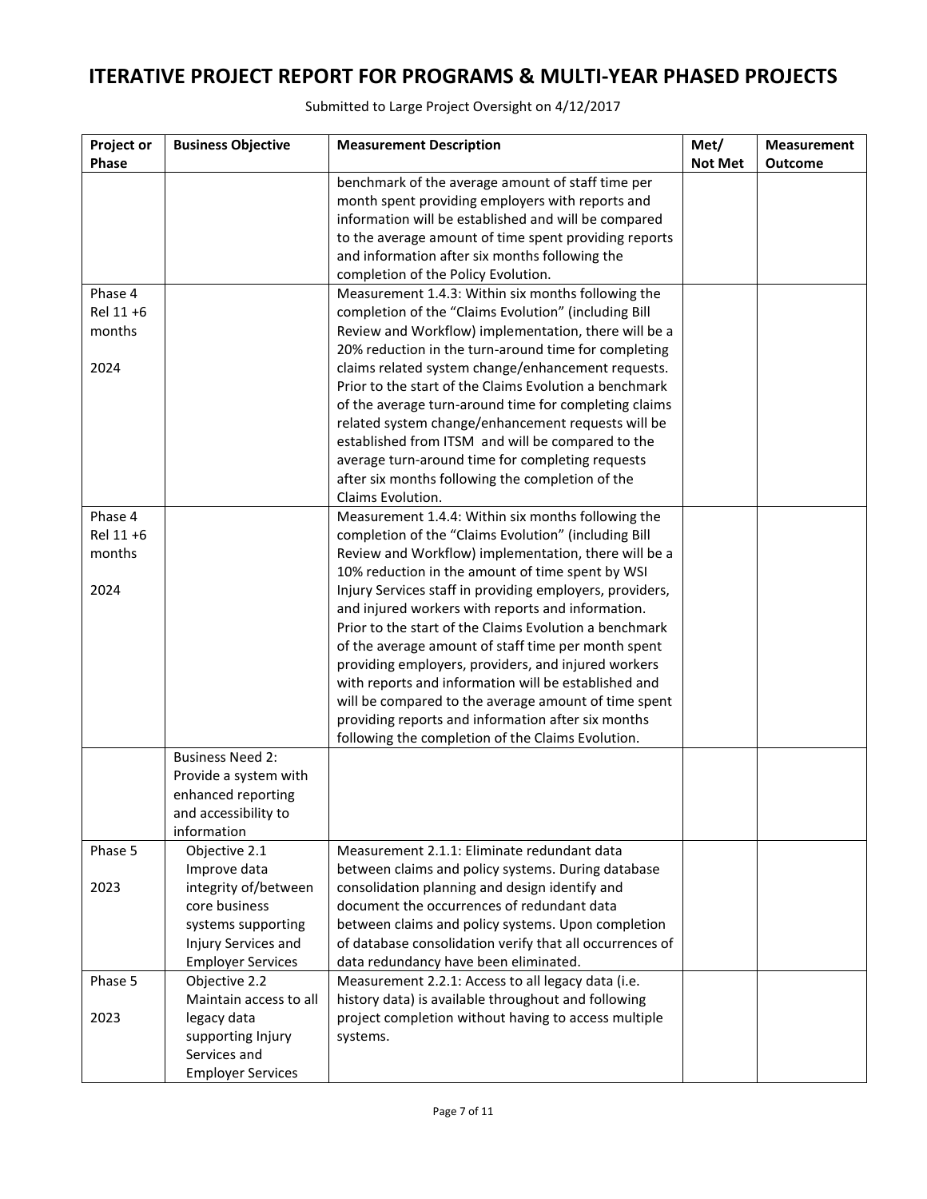# ITERATIVE PROJECT REPORT FOR PROGRAMS & MULTI-YEAR PHASED PROJECTS

Submitted to Large Project Oversight on 4/12/2017

| Project or Phase | Business Objective | Measurement Description | Met/ Not Met | Measurement Outcome |
|---|---|---|---|---|
| | | benchmark of the average amount of staff time per month spent providing employers with reports and information will be established and will be compared to the average amount of time spent providing reports and information after six months following the completion of the Policy Evolution. | | |
| Phase 4 Rel 11 +6 months<br><br>2024 | | Measurement 1.4.3: Within six months following the completion of the "Claims Evolution" (including Bill Review and Workflow) implementation, there will be a 20% reduction in the turn-around time for completing claims related system change/enhancement requests. Prior to the start of the Claims Evolution a benchmark of the average turn-around time for completing claims related system change/enhancement requests will be established from ITSM and will be compared to the average turn-around time for completing requests after six months following the completion of the Claims Evolution. | | |
| Phase 4 Rel 11 +6 months<br><br>2024 | | Measurement 1.4.4: Within six months following the completion of the "Claims Evolution" (including Bill Review and Workflow) implementation, there will be a 10% reduction in the amount of time spent by WSI Injury Services staff in providing employers, providers, and injured workers with reports and information. Prior to the start of the Claims Evolution a benchmark of the average amount of staff time per month spent providing employers, providers, and injured workers with reports and information will be established and will be compared to the average amount of time spent providing reports and information after six months following the completion of the Claims Evolution. | | |
| | Business Need 2: Provide a system with enhanced reporting and accessibility to information | | | |
| Phase 5<br><br>2023 | Objective 2.1 Improve data integrity of/between core business systems supporting Injury Services and Employer Services | Measurement 2.1.1: Eliminate redundant data between claims and policy systems. During database consolidation planning and design identify and document the occurrences of redundant data between claims and policy systems. Upon completion of database consolidation verify that all occurrences of data redundancy have been eliminated. | | |
| Phase 5<br><br>2023 | Objective 2.2 Maintain access to all legacy data supporting Injury Services and Employer Services | Measurement 2.2.1: Access to all legacy data (i.e. history data) is available throughout and following project completion without having to access multiple systems. | | |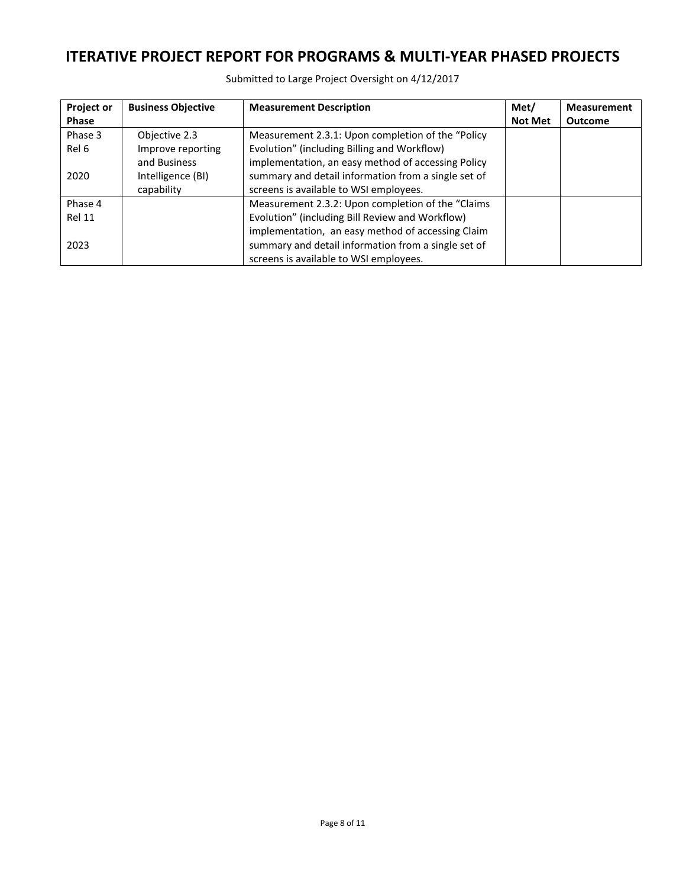# ITERATIVE PROJECT REPORT FOR PROGRAMS & MULTI-YEAR PHASED PROJECTS

Submitted to Large Project Oversight on 4/12/2017

| Project or Phase | Business Objective | Measurement Description | Met/ Not Met | Measurement Outcome |
|---|---|---|---|---|
| Phase 3 Rel 6<br><br>2020 | Objective 2.3 Improve reporting and Business Intelligence (BI) capability | Measurement 2.3.1: Upon completion of the "Policy Evolution" (including Billing and Workflow) implementation, an easy method of accessing Policy summary and detail information from a single set of screens is available to WSI employees. | | |
| Phase 4 Rel 11<br><br>2023 | | Measurement 2.3.2: Upon completion of the "Claims Evolution" (including Bill Review and Workflow) implementation, an easy method of accessing Claim summary and detail information from a single set of screens is available to WSI employees. | | |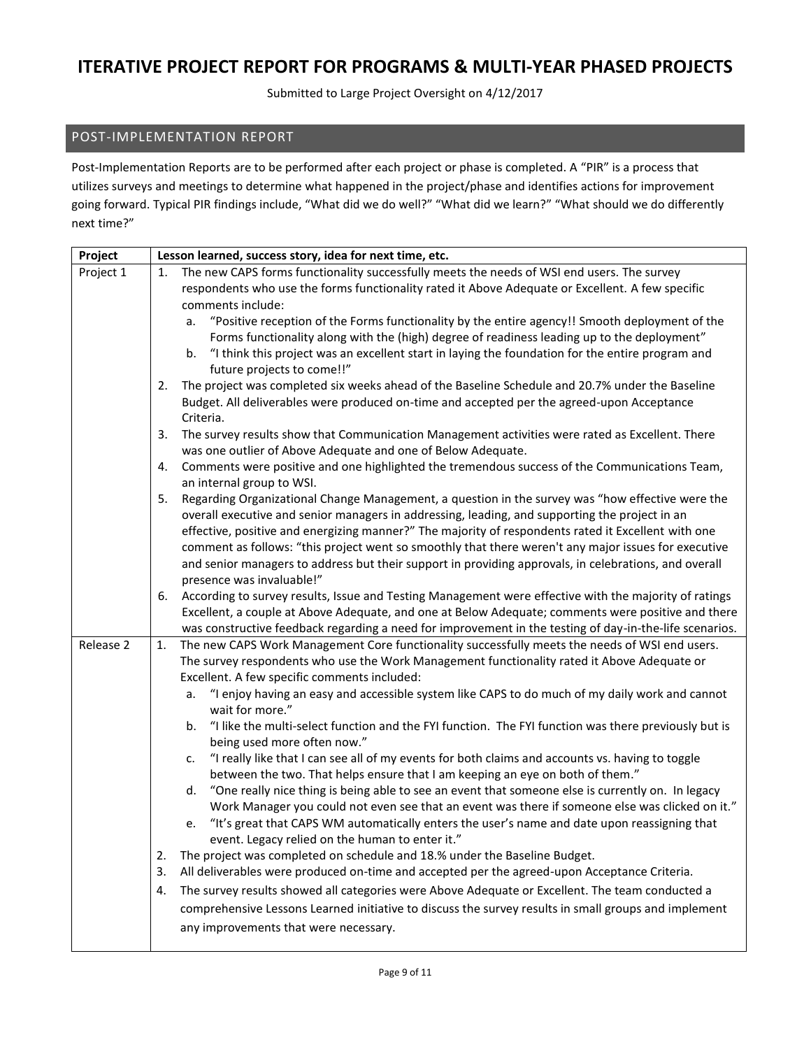# ITERATIVE PROJECT REPORT FOR PROGRAMS & MULTI-YEAR PHASED PROJECTS

Submitted to Large Project Oversight on 4/12/2017

## POST-IMPLEMENTATION REPORT

Post-Implementation Reports are to be performed after each project or phase is completed. A "PIR" is a process that utilizes surveys and meetings to determine what happened in the project/phase and identifies actions for improvement going forward. Typical PIR findings include, "What did we do well?" "What did we learn?" "What should we do differently next time?"

| Project | Lesson learned, success story, idea for next time, etc. |
|---|---|
| Project 1 | 1. The new CAPS forms functionality successfully meets the needs of WSI end users. The survey respondents who use the forms functionality rated it Above Adequate or Excellent. A few specific comments include:<br>  a. "Positive reception of the Forms functionality by the entire agency!! Smooth deployment of the Forms functionality along with the (high) degree of readiness leading up to the deployment"<br>  b. "I think this project was an excellent start in laying the foundation for the entire program and future projects to come!!"<br>2. The project was completed six weeks ahead of the Baseline Schedule and 20.7% under the Baseline Budget. All deliverables were produced on-time and accepted per the agreed-upon Acceptance Criteria.<br>3. The survey results show that Communication Management activities were rated as Excellent. There was one outlier of Above Adequate and one of Below Adequate.<br>4. Comments were positive and one highlighted the tremendous success of the Communications Team, an internal group to WSI.<br>5. Regarding Organizational Change Management, a question in the survey was "how effective were the overall executive and senior managers in addressing, leading, and supporting the project in an effective, positive and energizing manner?" The majority of respondents rated it Excellent with one comment as follows: "this project went so smoothly that there weren't any major issues for executive and senior managers to address but their support in providing approvals, in celebrations, and overall presence was invaluable!"<br>6. According to survey results, Issue and Testing Management were effective with the majority of ratings Excellent, a couple at Above Adequate, and one at Below Adequate; comments were positive and there was constructive feedback regarding a need for improvement in the testing of day-in-the-life scenarios. |
| Release 2 | 1. The new CAPS Work Management Core functionality successfully meets the needs of WSI end users. The survey respondents who use the Work Management functionality rated it Above Adequate or Excellent. A few specific comments included:<br>  a. "I enjoy having an easy and accessible system like CAPS to do much of my daily work and cannot wait for more."<br>  b. "I like the multi-select function and the FYI function. The FYI function was there previously but is being used more often now."<br>  c. "I really like that I can see all of my events for both claims and accounts vs. having to toggle between the two. That helps ensure that I am keeping an eye on both of them."<br>  d. "One really nice thing is being able to see an event that someone else is currently on. In legacy Work Manager you could not even see that an event was there if someone else was clicked on it."<br>  e. "It's great that CAPS WM automatically enters the user's name and date upon reassigning that event. Legacy relied on the human to enter it."<br>2. The project was completed on schedule and 18.% under the Baseline Budget.<br>3. All deliverables were produced on-time and accepted per the agreed-upon Acceptance Criteria.<br>4. The survey results showed all categories were Above Adequate or Excellent. The team conducted a comprehensive Lessons Learned initiative to discuss the survey results in small groups and implement any improvements that were necessary. |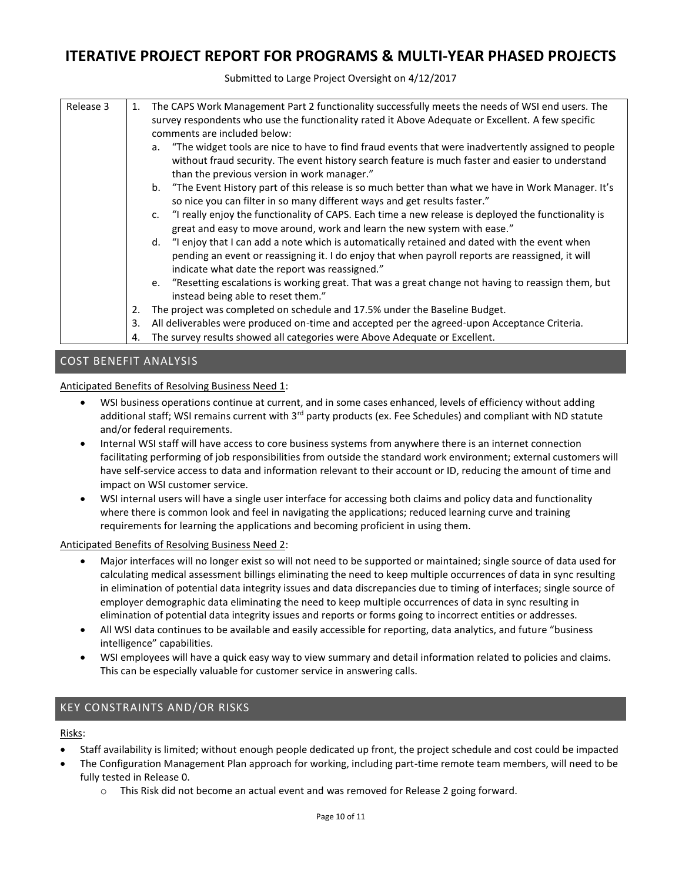# ITERATIVE PROJECT REPORT FOR PROGRAMS & MULTI-YEAR PHASED PROJECTS

Submitted to Large Project Oversight on 4/12/2017

| Release 3 | 1. The CAPS Work Management Part 2 functionality successfully meets the needs of WSI end users. The survey respondents who use the functionality rated it Above Adequate or Excellent. A few specific comments are included below:<br>a. "The widget tools are nice to have to find fraud events that were inadvertently assigned to people without fraud security. The event history search feature is much faster and easier to understand than the previous version in work manager."<br>b. "The Event History part of this release is so much better than what we have in Work Manager. It's so nice you can filter in so many different ways and get results faster."<br>c. "I really enjoy the functionality of CAPS. Each time a new release is deployed the functionality is great and easy to move around, work and learn the new system with ease."<br>d. "I enjoy that I can add a note which is automatically retained and dated with the event when pending an event or reassigning it. I do enjoy that when payroll reports are reassigned, it will indicate what date the report was reassigned."<br>e. "Resetting escalations is working great. That was a great change not having to reassign them, but instead being able to reset them."<br>2. The project was completed on schedule and 17.5% under the Baseline Budget.<br>3. All deliverables were produced on-time and accepted per the agreed-upon Acceptance Criteria.<br>4. The survey results showed all categories were Above Adequate or Excellent. |
|---|---|

## COST BENEFIT ANALYSIS

Anticipated Benefits of Resolving Business Need 1:

- WSI business operations continue at current, and in some cases enhanced, levels of efficiency without adding additional staff; WSI remains current with 3rd party products (ex. Fee Schedules) and compliant with ND statute and/or federal requirements.
- Internal WSI staff will have access to core business systems from anywhere there is an internet connection facilitating performing of job responsibilities from outside the standard work environment; external customers will have self-service access to data and information relevant to their account or ID, reducing the amount of time and impact on WSI customer service.
- WSI internal users will have a single user interface for accessing both claims and policy data and functionality where there is common look and feel in navigating the applications; reduced learning curve and training requirements for learning the applications and becoming proficient in using them.

Anticipated Benefits of Resolving Business Need 2:

- Major interfaces will no longer exist so will not need to be supported or maintained; single source of data used for calculating medical assessment billings eliminating the need to keep multiple occurrences of data in sync resulting in elimination of potential data integrity issues and data discrepancies due to timing of interfaces; single source of employer demographic data eliminating the need to keep multiple occurrences of data in sync resulting in elimination of potential data integrity issues and reports or forms going to incorrect entities or addresses.
- All WSI data continues to be available and easily accessible for reporting, data analytics, and future "business intelligence" capabilities.
- WSI employees will have a quick easy way to view summary and detail information related to policies and claims. This can be especially valuable for customer service in answering calls.

## KEY CONSTRAINTS AND/OR RISKS

Risks:

- Staff availability is limited; without enough people dedicated up front, the project schedule and cost could be impacted
- The Configuration Management Plan approach for working, including part-time remote team members, will need to be fully tested in Release 0.
  - This Risk did not become an actual event and was removed for Release 2 going forward.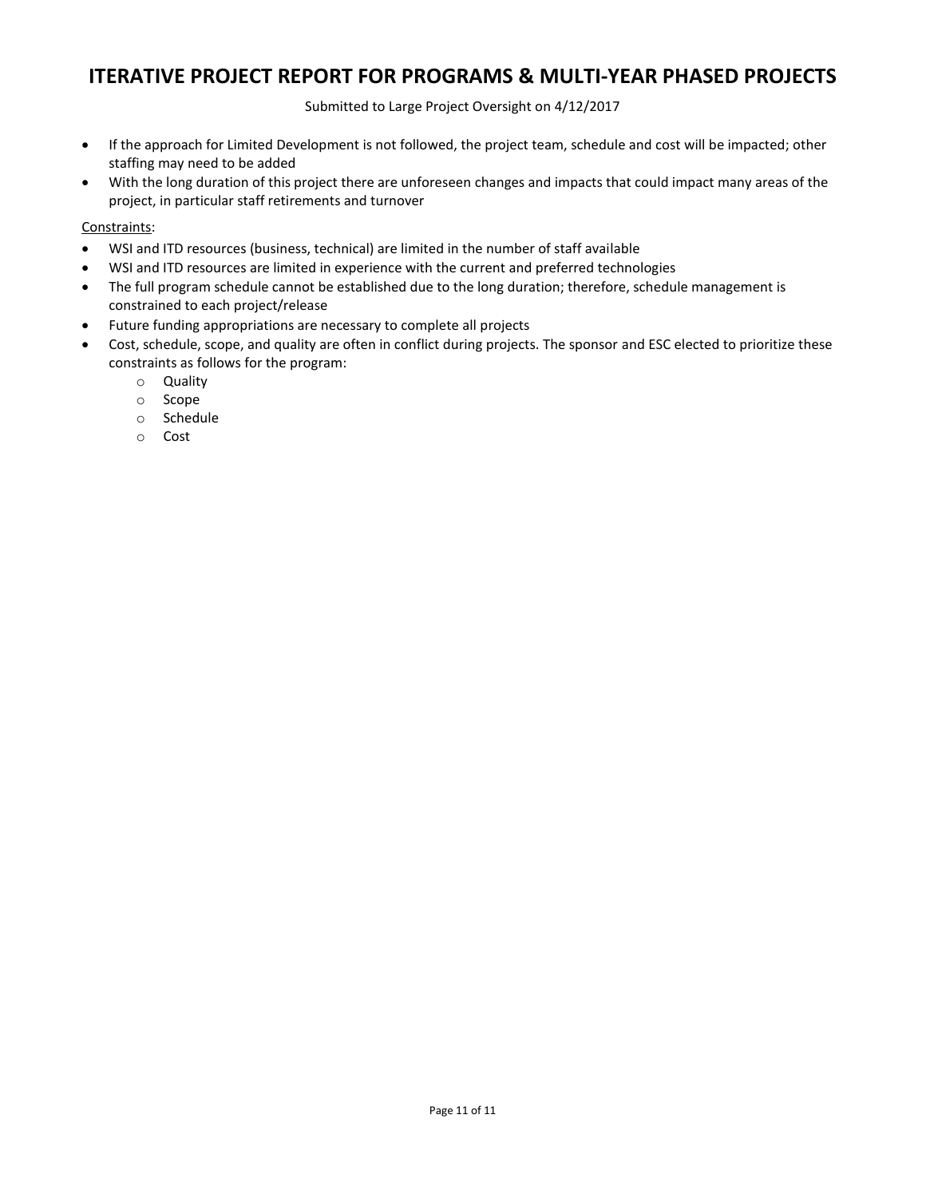- If the approach for Limited Development is not followed, the project team, schedule and cost will be impacted; other staffing may need to be added
- With the long duration of this project there are unforeseen changes and impacts that could impact many areas of the project, in particular staff retirements and turnover

<u>Constraints</u>:

- WSI and ITD resources (business, technical) are limited in the number of staff available
- WSI and ITD resources are limited in experience with the current and preferred technologies
- The full program schedule cannot be established due to the long duration; therefore, schedule management is constrained to each project/release
- Future funding appropriations are necessary to complete all projects
- Cost, schedule, scope, and quality are often in conflict during projects. The sponsor and ESC elected to prioritize these constraints as follows for the program:
  - Quality
  - Scope
  - Schedule
  - Cost